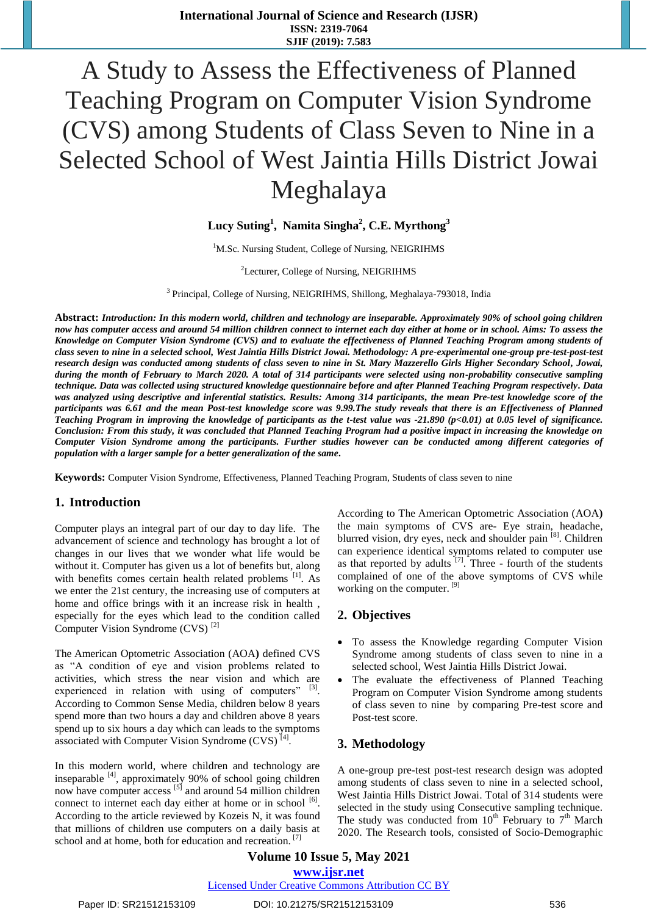# A Study to Assess the Effectiveness of Planned Teaching Program on Computer Vision Syndrome (CVS) among Students of Class Seven to Nine in a Selected School of West Jaintia Hills District Jowai Meghalaya

**Lucy Suting[1], Namita Singha[2], C.E. Myrthong[3]**

[1]M.Sc. Nursing Student, College of Nursing, NEIGRIHMS

[2]Lecturer, College of Nursing, NEIGRIHMS

[3] Principal, College of Nursing, NEIGRIHMS, Shillong, Meghalaya-793018, India

**Abstract:** ***Introduction:** In this modern world, children and technology are inseparable. Approximately 90% of school going children now has computer access and around 54 million children connect to internet each day either at home or in school. **Aims:** To assess the Knowledge on Computer Vision Syndrome (CVS) and to evaluate the effectiveness of Planned Teaching Program among students of class seven to nine in a selected school, West Jaintia Hills District Jowai. **Methodology:** A pre-experimental one-group pre-test-post-test research design was conducted among students of class seven to nine in St. Mary Mazzerello Girls Higher Secondary School, Jowai, during the month of February to March 2020. A total of 314 participants were selected using non-probability consecutive sampling technique. Data was collected using structured knowledge questionnaire before and after Planned Teaching Program respectively. Data was analyzed using descriptive and inferential statistics. **Results:** Among 314 participants, the mean Pre-test knowledge score of the participants was 6.61 and the mean Post-test knowledge score was 9.99.The study reveals that there is an Effectiveness of Planned Teaching Program in improving the knowledge of participants as the t-test value was -21.890 (p<0.01) at 0.05 level of significance. **Conclusion:** From this study, it was concluded that Planned Teaching Program had a positive impact in increasing the knowledge on Computer Vision Syndrome among the participants. Further studies however can be conducted among different categories of population with a larger sample for a better generalization of the same.*

**Keywords:** Computer Vision Syndrome, Effectiveness, Planned Teaching Program, Students of class seven to nine

## 1. Introduction

Computer plays an integral part of our day to day life. The advancement of science and technology has brought a lot of changes in our lives that we wonder what life would be without it. Computer has given us a lot of benefits but, along with benefits comes certain health related problems [1]. As we enter the 21st century, the increasing use of computers at home and office brings with it an increase risk in health , especially for the eyes which lead to the condition called Computer Vision Syndrome (CVS) [2]

The American Optometric Association (AOA) defined CVS as "A condition of eye and vision problems related to activities, which stress the near vision and which are experienced in relation with using of computers" [3]. According to Common Sense Media, children below 8 years spend more than two hours a day and children above 8 years spend up to six hours a day which can leads to the symptoms associated with Computer Vision Syndrome (CVS) [4].

In this modern world, where children and technology are inseparable [4], approximately 90% of school going children now have computer access [5] and around 54 million children connect to internet each day either at home or in school [6]. According to the article reviewed by Kozeis N, it was found that millions of children use computers on a daily basis at school and at home, both for education and recreation. [7]

According to The American Optometric Association (AOA) the main symptoms of CVS are- Eye strain, headache, blurred vision, dry eyes, neck and shoulder pain [8]. Children can experience identical symptoms related to computer use as that reported by adults [7]. Three - fourth of the students complained of one of the above symptoms of CVS while working on the computer. [9]

## 2. Objectives

- To assess the Knowledge regarding Computer Vision Syndrome among students of class seven to nine in a selected school, West Jaintia Hills District Jowai.
- The evaluate the effectiveness of Planned Teaching Program on Computer Vision Syndrome among students of class seven to nine by comparing Pre-test score and Post-test score.

## 3. Methodology

A one-group pre-test post-test research design was adopted among students of class seven to nine in a selected school, West Jaintia Hills District Jowai. Total of 314 students were selected in the study using Consecutive sampling technique. The study was conducted from 10th February to 7th March 2020. The Research tools, consisted of Socio-Demographic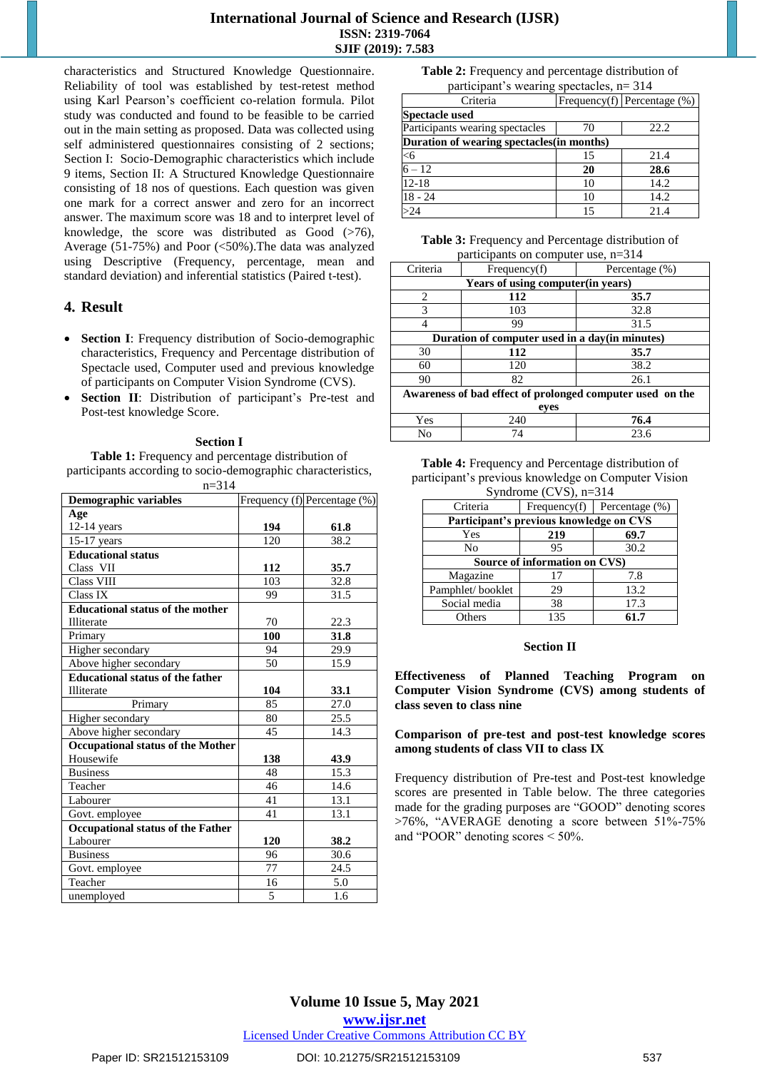characteristics and Structured Knowledge Questionnaire. Reliability of tool was established by test-retest method using Karl Pearson's coefficient co-relation formula. Pilot study was conducted and found to be feasible to be carried out in the main setting as proposed. Data was collected using self administered questionnaires consisting of 2 sections; Section I: Socio-Demographic characteristics which include 9 items, Section II: A Structured Knowledge Questionnaire consisting of 18 nos of questions. Each question was given one mark for a correct answer and zero for an incorrect answer. The maximum score was 18 and to interpret level of knowledge, the score was distributed as Good (>76), Average (51-75%) and Poor (<50%).The data was analyzed using Descriptive (Frequency, percentage, mean and standard deviation) and inferential statistics (Paired t-test).

## 4. Result

- **Section I**: Frequency distribution of Socio-demographic characteristics, Frequency and Percentage distribution of Spectacle used, Computer used and previous knowledge of participants on Computer Vision Syndrome (CVS).
- **Section II**: Distribution of participant's Pre-test and Post-test knowledge Score.

### Section I

**Table 1:** Frequency and percentage distribution of participants according to socio-demographic characteristics, n=314

| Demographic variables | Frequency (f) | Percentage (%) |
|---|---|---|
| **Age** | | |
| 12-14 years | **194** | **61.8** |
| 15-17 years | 120 | 38.2 |
| **Educational status** | | |
| Class VII | **112** | **35.7** |
| Class VIII | 103 | 32.8 |
| Class IX | 99 | 31.5 |
| **Educational status of the mother** | | |
| Illiterate | 70 | 22.3 |
| Primary | **100** | **31.8** |
| Higher secondary | 94 | 29.9 |
| Above higher secondary | 50 | 15.9 |
| **Educational status of the father** | | |
| Illiterate | **104** | **33.1** |
| Primary | 85 | 27.0 |
| Higher secondary | 80 | 25.5 |
| Above higher secondary | 45 | 14.3 |
| **Occupational status of the Mother** | | |
| Housewife | **138** | **43.9** |
| Business | 48 | 15.3 |
| Teacher | 46 | 14.6 |
| Labourer | 41 | 13.1 |
| Govt. employee | 41 | 13.1 |
| **Occupational status of the Father** | | |
| Labourer | **120** | **38.2** |
| Business | 96 | 30.6 |
| Govt. employee | 77 | 24.5 |
| Teacher | 16 | 5.0 |
| unemployed | 5 | 1.6 |

**Table 2:** Frequency and percentage distribution of participant's wearing spectacles, n= 314

| Criteria | Frequency(f) | Percentage (%) |
|---|---|---|
| **Spectacle used** | | |
| Participants wearing spectacles | 70 | 22.2 |
| **Duration of wearing spectacles(in months)** | | |
| <6 | 15 | 21.4 |
| 6 – 12 | **20** | **28.6** |
| 12-18 | 10 | 14.2 |
| 18 - 24 | 10 | 14.2 |
| >24 | 15 | 21.4 |

**Table 3:** Frequency and Percentage distribution of participants on computer use, n=314

| Criteria | Frequency(f) | Percentage (%) |
|---|---|---|
| **Years of using computer(in years)** | | |
| 2 | **112** | **35.7** |
| 3 | 103 | 32.8 |
| 4 | 99 | 31.5 |
| **Duration of computer used in a day(in minutes)** | | |
| 30 | **112** | **35.7** |
| 60 | 120 | 38.2 |
| 90 | 82 | 26.1 |
| **Awareness of bad effect of prolonged computer used on the eyes** | | |
| Yes | 240 | **76.4** |
| No | 74 | 23.6 |

**Table 4:** Frequency and Percentage distribution of participant's previous knowledge on Computer Vision Syndrome (CVS), n=314

| Criteria | Frequency(f) | Percentage (%) |
|---|---|---|
| **Participant's previous knowledge on CVS** | | |
| Yes | **219** | **69.7** |
| No | 95 | 30.2 |
| **Source of information on CVS)** | | |
| Magazine | 17 | 7.8 |
| Pamphlet/ booklet | 29 | 13.2 |
| Social media | 38 | 17.3 |
| Others | 135 | **61.7** |

### Section II

**Effectiveness of Planned Teaching Program on Computer Vision Syndrome (CVS) among students of class seven to class nine**

**Comparison of pre-test and post-test knowledge scores among students of class VII to class IX**

Frequency distribution of Pre-test and Post-test knowledge scores are presented in Table below. The three categories made for the grading purposes are "GOOD" denoting scores >76%, "AVERAGE denoting a score between 51%-75% and "POOR" denoting scores < 50%.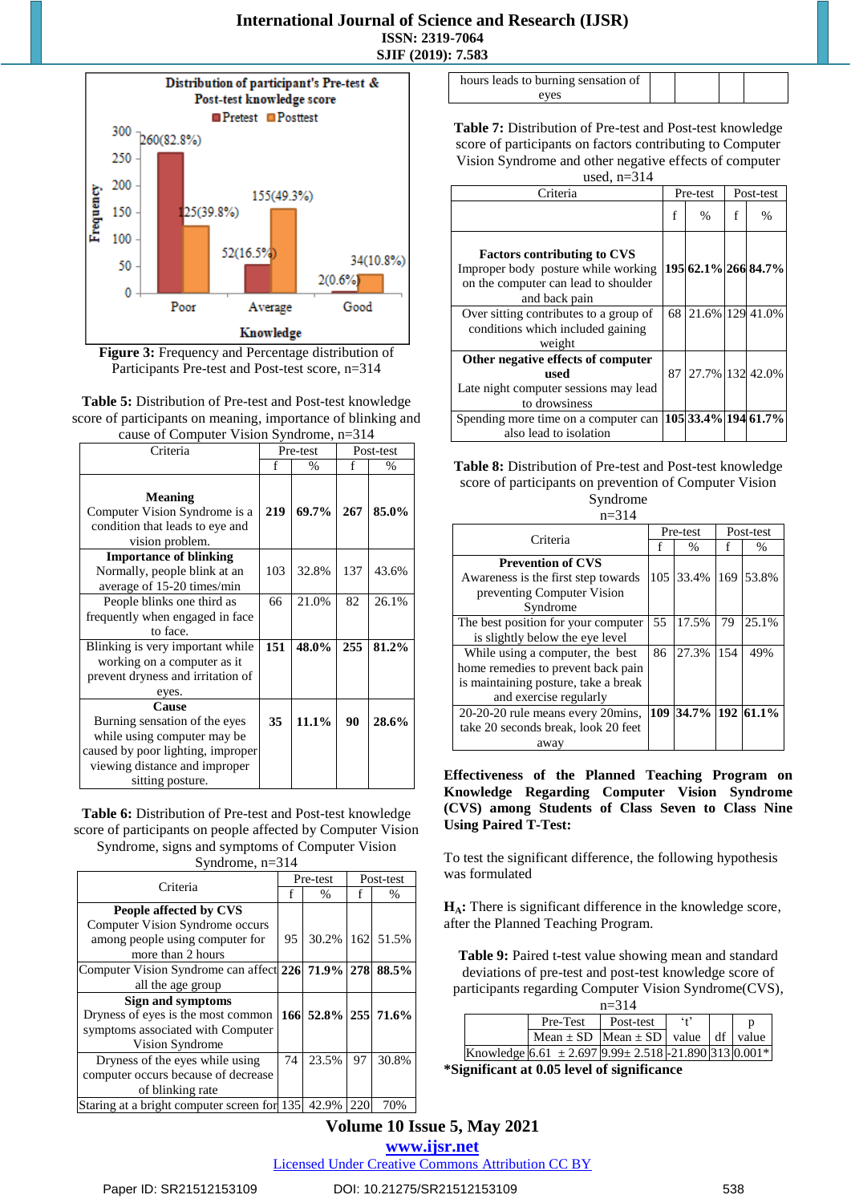Figure 3: Frequency and Percentage distribution of Participants Pre-test and Post-test score, n=314

**Table 5:** Distribution of Pre-test and Post-test knowledge score of participants on meaning, importance of blinking and cause of Computer Vision Syndrome, n=314

| Criteria | Pre-test | | Post-test | |
|---|---|---|---|---|
| | f | % | f | % |
| **Meaning** Computer Vision Syndrome is a condition that leads to eye and vision problem. | **219** | **69.7%** | **267** | **85.0%** |
| **Importance of blinking** Normally, people blink at an average of 15-20 times/min | 103 | 32.8% | 137 | 43.6% |
| People blinks one third as frequently when engaged in face to face. | 66 | 21.0% | 82 | 26.1% |
| Blinking is very important while working on a computer as it prevent dryness and irritation of eyes. | **151** | **48.0%** | **255** | **81.2%** |
| **Cause** Burning sensation of the eyes while using computer may be caused by poor lighting, improper viewing distance and improper sitting posture. | **35** | **11.1%** | **90** | **28.6%** |

**Table 6:** Distribution of Pre-test and Post-test knowledge score of participants on people affected by Computer Vision Syndrome, signs and symptoms of Computer Vision Syndrome, n=314

| Criteria | Pre-test | | Post-test | |
|---|---|---|---|---|
| | f | % | f | % |
| **People affected by CVS** Computer Vision Syndrome occurs among people using computer for more than 2 hours | 95 | 30.2% | 162 | 51.5% |
| Computer Vision Syndrome can affect all the age group | **226** | **71.9%** | **278** | **88.5%** |
| **Sign and symptoms** Dryness of eyes is the most common symptoms associated with Computer Vision Syndrome | **166** | **52.8%** | **255** | **71.6%** |
| Dryness of the eyes while using computer occurs because of decrease of blinking rate | 74 | 23.5% | 97 | 30.8% |
| Staring at a bright computer screen for hours leads to burning sensation of eyes | 135 | 42.9% | 220 | 70% |

**Table 7:** Distribution of Pre-test and Post-test knowledge score of participants on factors contributing to Computer Vision Syndrome and other negative effects of computer used, n=314

| Criteria | Pre-test | | Post-test | |
|---|---|---|---|---|
| | f | % | f | % |
| **Factors contributing to CVS** Improper body posture while working on the computer can lead to shoulder and back pain | **195** | **62.1%** | **266** | **84.7%** |
| Over sitting contributes to a group of conditions which included gaining weight | 68 | 21.6% | 129 | 41.0% |
| **Other negative effects of computer used** Late night computer sessions may lead to drowsiness | 87 | 27.7% | 132 | 42.0% |
| Spending more time on a computer can also lead to isolation | **105** | **33.4%** | **194** | **61.7%** |

**Table 8:** Distribution of Pre-test and Post-test knowledge score of participants on prevention of Computer Vision Syndrome n=314

| Criteria | Pre-test | | Post-test | |
|---|---|---|---|---|
| | f | % | f | % |
| **Prevention of CVS** Awareness is the first step towards preventing Computer Vision Syndrome | 105 | 33.4% | 169 | 53.8% |
| The best position for your computer is slightly below the eye level | 55 | 17.5% | 79 | 25.1% |
| While using a computer, the best home remedies to prevent back pain is maintaining posture, take a break and exercise regularly | 86 | 27.3% | 154 | 49% |
| 20-20-20 rule means every 20mins, take 20 seconds break, look 20 feet away | **109** | **34.7%** | **192** | **61.1%** |

**Effectiveness of the Planned Teaching Program on Knowledge Regarding Computer Vision Syndrome (CVS) among Students of Class Seven to Class Nine Using Paired T-Test:**

To test the significant difference, the following hypothesis was formulated

**$H_A$:** There is significant difference in the knowledge score, after the Planned Teaching Program.

**Table 9:** Paired t-test value showing mean and standard deviations of pre-test and post-test knowledge score of participants regarding Computer Vision Syndrome(CVS), n=314

| | Pre-Test | Post-test | 't' | | p |
|---|---|---|---|---|---|
| | Mean ± SD | Mean ± SD | value | df | value |
| Knowledge | 6.61 ± 2.697 | 9.99± 2.518 | -21.890 | 313 | 0.001* |

**\*Significant at 0.05 level of significance**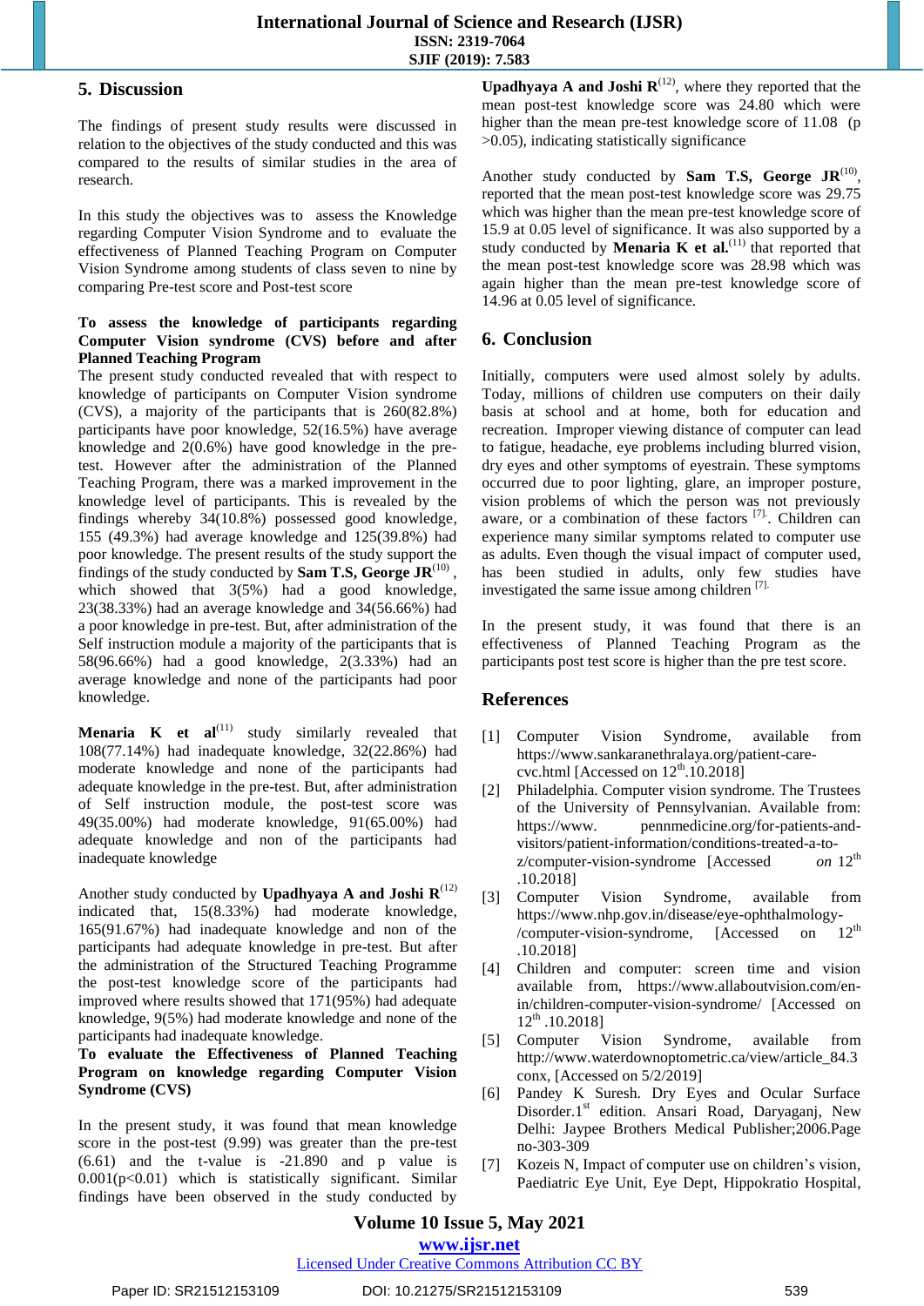## 5. Discussion

The findings of present study results were discussed in relation to the objectives of the study conducted and this was compared to the results of similar studies in the area of research.

In this study the objectives was to assess the Knowledge regarding Computer Vision Syndrome and to evaluate the effectiveness of Planned Teaching Program on Computer Vision Syndrome among students of class seven to nine by comparing Pre-test score and Post-test score

**To assess the knowledge of participants regarding Computer Vision syndrome (CVS) before and after Planned Teaching Program**

The present study conducted revealed that with respect to knowledge of participants on Computer Vision syndrome (CVS), a majority of the participants that is 260(82.8%) participants have poor knowledge, 52(16.5%) have average knowledge and 2(0.6%) have good knowledge in the pre-test. However after the administration of the Planned Teaching Program, there was a marked improvement in the knowledge level of participants. This is revealed by the findings whereby 34(10.8%) possessed good knowledge, 155 (49.3%) had average knowledge and 125(39.8%) had poor knowledge. The present results of the study support the findings of the study conducted by **Sam T.S, George JR**[10], which showed that 3(5%) had a good knowledge, 23(38.33%) had an average knowledge and 34(56.66%) had a poor knowledge in pre-test. But, after administration of the Self instruction module a majority of the participants that is 58(96.66%) had a good knowledge, 2(3.33%) had an average knowledge and none of the participants had poor knowledge.

**Menaria K et al**[11] study similarly revealed that 108(77.14%) had inadequate knowledge, 32(22.86%) had moderate knowledge and none of the participants had adequate knowledge in the pre-test. But, after administration of Self instruction module, the post-test score was 49(35.00%) had moderate knowledge, 91(65.00%) had adequate knowledge and non of the participants had inadequate knowledge

Another study conducted by **Upadhyaya A and Joshi R**[12] indicated that, 15(8.33%) had moderate knowledge, 165(91.67%) had inadequate knowledge and non of the participants had adequate knowledge in pre-test. But after the administration of the Structured Teaching Programme the post-test knowledge score of the participants had improved where results showed that 171(95%) had adequate knowledge, 9(5%) had moderate knowledge and none of the participants had inadequate knowledge.

**To evaluate the Effectiveness of Planned Teaching Program on knowledge regarding Computer Vision Syndrome (CVS)**

In the present study, it was found that mean knowledge score in the post-test (9.99) was greater than the pre-test (6.61) and the t-value is -21.890 and p value is 0.001(p<0.01) which is statistically significant. Similar findings have been observed in the study conducted by **Upadhyaya A and Joshi R**[12], where they reported that the mean post-test knowledge score was 24.80 which were higher than the mean pre-test knowledge score of 11.08 (p >0.05), indicating statistically significance

Another study conducted by **Sam T.S, George JR**[10], reported that the mean post-test knowledge score was 29.75 which was higher than the mean pre-test knowledge score of 15.9 at 0.05 level of significance. It was also supported by a study conducted by **Menaria K et al.**[11] that reported that the mean post-test knowledge score was 28.98 which was again higher than the mean pre-test knowledge score of 14.96 at 0.05 level of significance.

## 6. Conclusion

Initially, computers were used almost solely by adults. Today, millions of children use computers on their daily basis at school and at home, both for education and recreation. Improper viewing distance of computer can lead to fatigue, headache, eye problems including blurred vision, dry eyes and other symptoms of eyestrain. These symptoms occurred due to poor lighting, glare, an improper posture, vision problems of which the person was not previously aware, or a combination of these factors [7]. Children can experience many similar symptoms related to computer use as adults. Even though the visual impact of computer used, has been studied in adults, only few studies have investigated the same issue among children [7].

In the present study, it was found that there is an effectiveness of Planned Teaching Program as the participants post test score is higher than the pre test score.

## References

[1] Computer Vision Syndrome, available from https://www.sankaranethralaya.org/patient-care-cvc.html [Accessed on 12th.10.2018]

[2] Philadelphia. Computer vision syndrome. The Trustees of the University of Pennsylvanian. Available from: https://www. pennmedicine.org/for-patients-and-visitors/patient-information/conditions-treated-a-to-z/computer-vision-syndrome [Accessed *on* 12th .10.2018]

[3] Computer Vision Syndrome, available from https://www.nhp.gov.in/disease/eye-ophthalmology-/computer-vision-syndrome, [Accessed on 12th .10.2018]

[4] Children and computer: screen time and vision available from, https://www.allaboutvision.com/en-in/children-computer-vision-syndrome/ [Accessed on 12th .10.2018]

[5] Computer Vision Syndrome, available from http://www.waterdownoptometric.ca/view/article_84.3conx, [Accessed on 5/2/2019]

[6] Pandey K Suresh. Dry Eyes and Ocular Surface Disorder.1st edition. Ansari Road, Daryaganj, New Delhi: Jaypee Brothers Medical Publisher;2006.Page no-303-309

[7] Kozeis N, Impact of computer use on children's vision, Paediatric Eye Unit, Eye Dept, Hippokratio Hospital,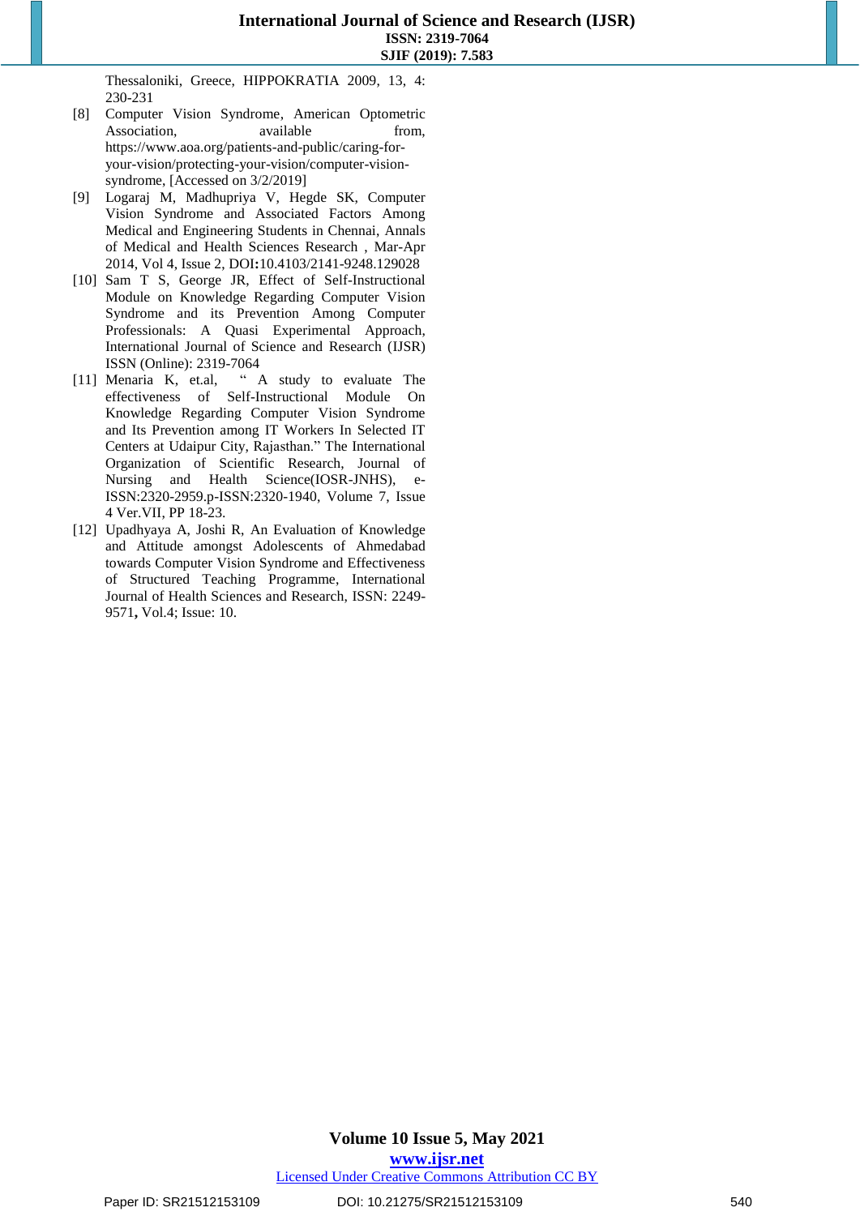Thessaloniki, Greece, HIPPOKRATIA 2009, 13, 4: 230-231

[8] Computer Vision Syndrome, American Optometric Association, available from, https://www.aoa.org/patients-and-public/caring-for-your-vision/protecting-your-vision/computer-vision-syndrome, [Accessed on 3/2/2019]

[9] Logaraj M, Madhupriya V, Hegde SK, Computer Vision Syndrome and Associated Factors Among Medical and Engineering Students in Chennai, Annals of Medical and Health Sciences Research , Mar-Apr 2014, Vol 4, Issue 2, DOI:10.4103/2141-9248.129028

[10] Sam T S, George JR, Effect of Self-Instructional Module on Knowledge Regarding Computer Vision Syndrome and its Prevention Among Computer Professionals: A Quasi Experimental Approach, International Journal of Science and Research (IJSR) ISSN (Online): 2319-7064

[11] Menaria K, et.al, " A study to evaluate The effectiveness of Self-Instructional Module On Knowledge Regarding Computer Vision Syndrome and Its Prevention among IT Workers In Selected IT Centers at Udaipur City, Rajasthan." The International Organization of Scientific Research, Journal of Nursing and Health Science(IOSR-JNHS), e-ISSN:2320-2959.p-ISSN:2320-1940, Volume 7, Issue 4 Ver.VII, PP 18-23.

[12] Upadhyaya A, Joshi R, An Evaluation of Knowledge and Attitude amongst Adolescents of Ahmedabad towards Computer Vision Syndrome and Effectiveness of Structured Teaching Programme, International Journal of Health Sciences and Research, ISSN: 2249-9571, Vol.4; Issue: 10.